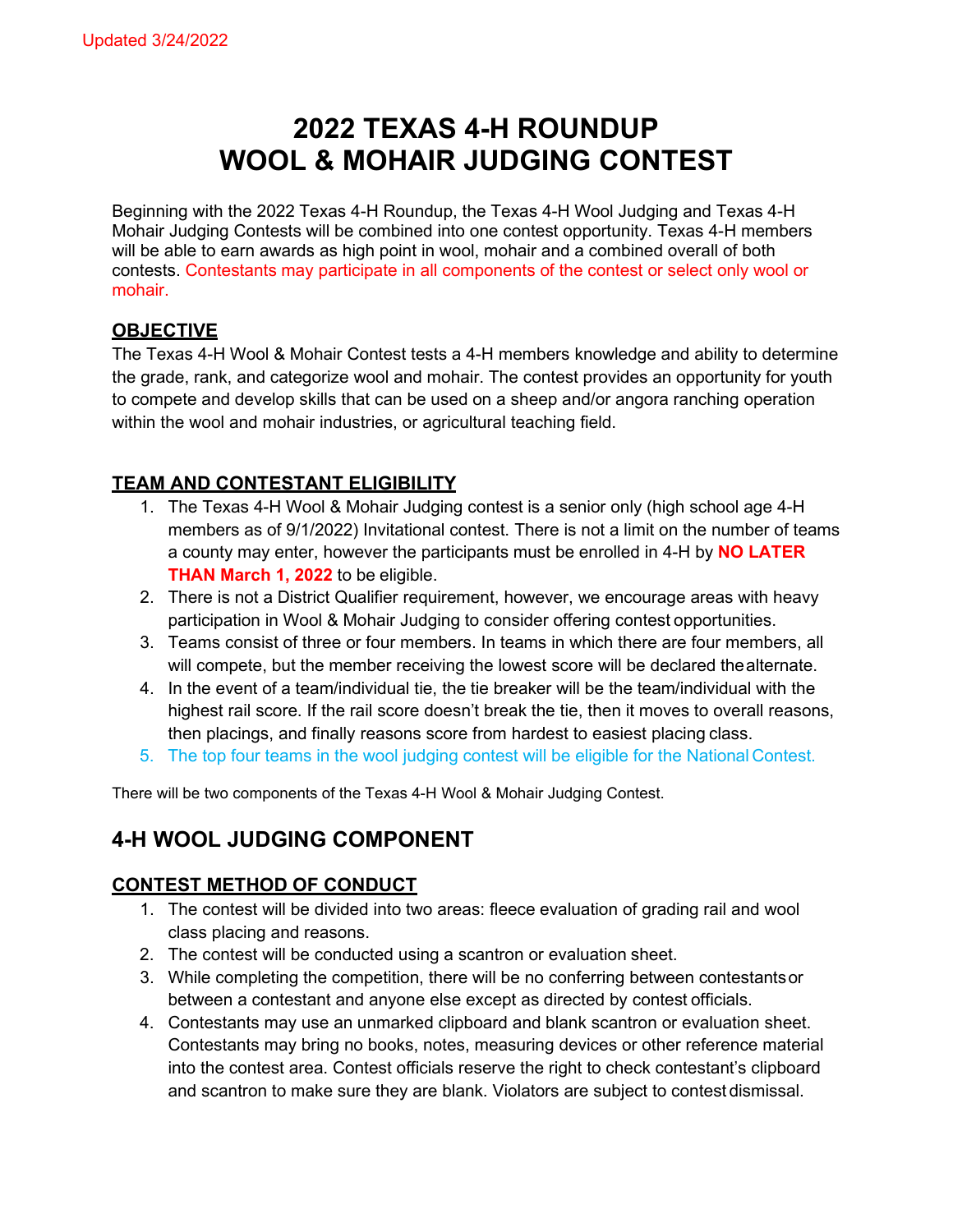Updated 3/24/2022

# 2022 TEXAS 4-H ROUNDUP WOOL & MOHAIR JUDGING CONTEST

Beginning with the 2022 Texas 4-H Roundup, the Texas 4-H Wool Judging and Texas 4-H Mohair Judging Contests will be combined into one contest opportunity. Texas 4-H members will be able to earn awards as high point in wool, mohair and a combined overall of both contests. Contestants may participate in all components of the contest or select only wool or mohair.

## OBJECTIVE

The Texas 4-H Wool & Mohair Contest tests a 4-H members knowledge and ability to determine the grade, rank, and categorize wool and mohair. The contest provides an opportunity for youth to compete and develop skills that can be used on a sheep and/or angora ranching operation within the wool and mohair industries, or agricultural teaching field.

## TEAM AND CONTESTANT ELIGIBILITY

1. The Texas 4-H Wool & Mohair Judging contest is a senior only (high school age 4-H members as of 9/1/2022) Invitational contest. There is not a limit on the number of teams a county may enter, however the participants must be enrolled in 4-H by **NO LATER THAN March 1, 2022** to be eligible.
2. There is not a District Qualifier requirement, however, we encourage areas with heavy participation in Wool & Mohair Judging to consider offering contest opportunities.
3. Teams consist of three or four members. In teams in which there are four members, all will compete, but the member receiving the lowest score will be declared the alternate.
4. In the event of a team/individual tie, the tie breaker will be the team/individual with the highest rail score. If the rail score doesn't break the tie, then it moves to overall reasons, then placings, and finally reasons score from hardest to easiest placing class.
5. The top four teams in the wool judging contest will be eligible for the National Contest.

There will be two components of the Texas 4-H Wool & Mohair Judging Contest.

## 4-H WOOL JUDGING COMPONENT

### CONTEST METHOD OF CONDUCT

1. The contest will be divided into two areas: fleece evaluation of grading rail and wool class placing and reasons.
2. The contest will be conducted using a scantron or evaluation sheet.
3. While completing the competition, there will be no conferring between contestants or between a contestant and anyone else except as directed by contest officials.
4. Contestants may use an unmarked clipboard and blank scantron or evaluation sheet. Contestants may bring no books, notes, measuring devices or other reference material into the contest area. Contest officials reserve the right to check contestant's clipboard and scantron to make sure they are blank. Violators are subject to contest dismissal.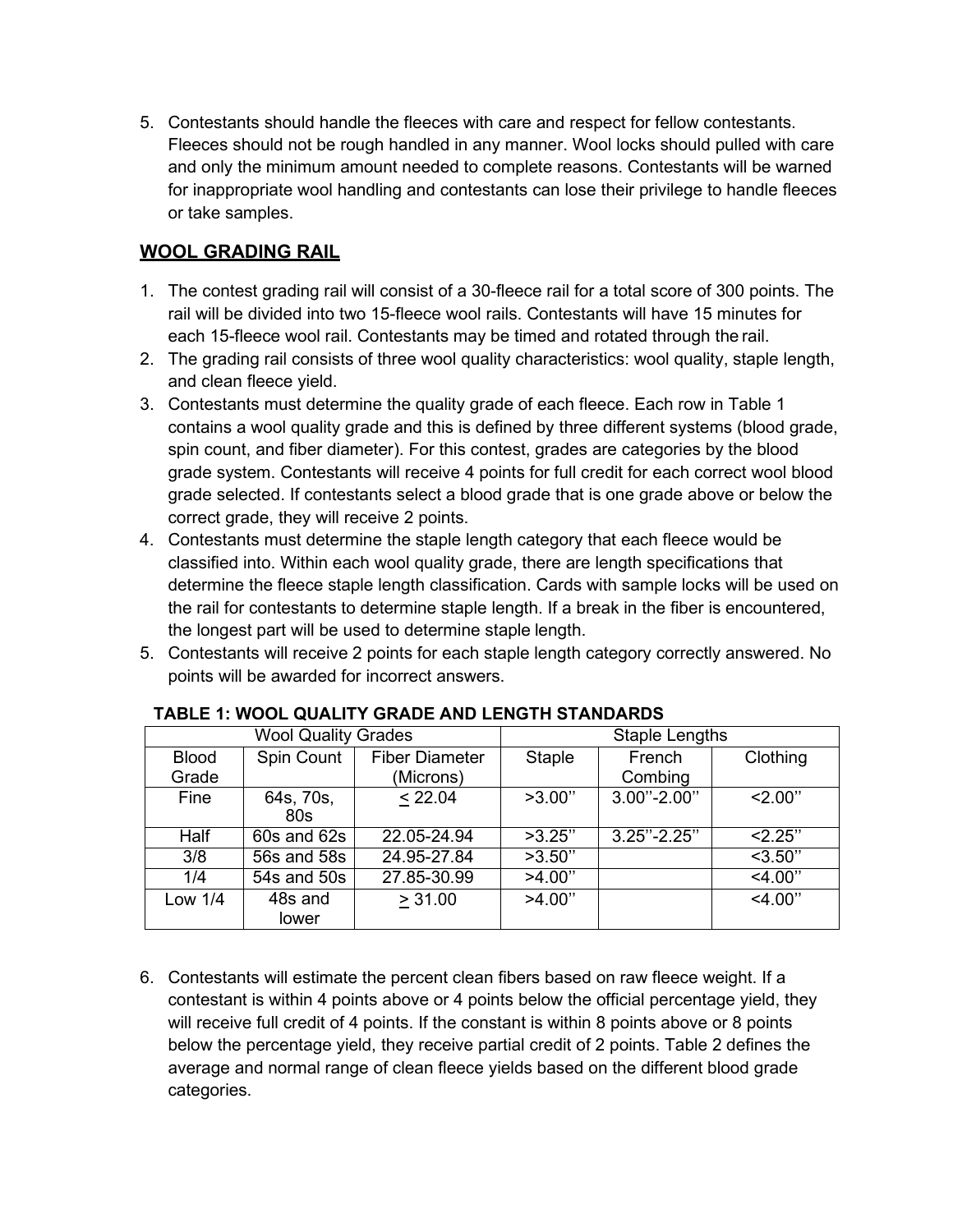5. Contestants should handle the fleeces with care and respect for fellow contestants. Fleeces should not be rough handled in any manner. Wool locks should pulled with care and only the minimum amount needed to complete reasons. Contestants will be warned for inappropriate wool handling and contestants can lose their privilege to handle fleeces or take samples.

## WOOL GRADING RAIL

1. The contest grading rail will consist of a 30-fleece rail for a total score of 300 points. The rail will be divided into two 15-fleece wool rails. Contestants will have 15 minutes for each 15-fleece wool rail. Contestants may be timed and rotated through the rail.
2. The grading rail consists of three wool quality characteristics: wool quality, staple length, and clean fleece yield.
3. Contestants must determine the quality grade of each fleece. Each row in Table 1 contains a wool quality grade and this is defined by three different systems (blood grade, spin count, and fiber diameter). For this contest, grades are categories by the blood grade system. Contestants will receive 4 points for full credit for each correct wool blood grade selected. If contestants select a blood grade that is one grade above or below the correct grade, they will receive 2 points.
4. Contestants must determine the staple length category that each fleece would be classified into. Within each wool quality grade, there are length specifications that determine the fleece staple length classification. Cards with sample locks will be used on the rail for contestants to determine staple length. If a break in the fiber is encountered, the longest part will be used to determine staple length.
5. Contestants will receive 2 points for each staple length category correctly answered. No points will be awarded for incorrect answers.

**TABLE 1: WOOL QUALITY GRADE AND LENGTH STANDARDS**

| Wool Quality Grades | | | Staple Lengths | | |
|---|---|---|---|---|---|
| Blood Grade | Spin Count | Fiber Diameter (Microns) | Staple | French Combing | Clothing |
| Fine | 64s, 70s, 80s | ≤ 22.04 | >3.00'' | 3.00''-2.00'' | <2.00'' |
| Half | 60s and 62s | 22.05-24.94 | >3.25'' | 3.25''-2.25'' | <2.25'' |
| 3/8 | 56s and 58s | 24.95-27.84 | >3.50'' | | <3.50'' |
| 1/4 | 54s and 50s | 27.85-30.99 | >4.00'' | | <4.00'' |
| Low 1/4 | 48s and lower | ≥ 31.00 | >4.00'' | | <4.00'' |

6. Contestants will estimate the percent clean fibers based on raw fleece weight. If a contestant is within 4 points above or 4 points below the official percentage yield, they will receive full credit of 4 points. If the constant is within 8 points above or 8 points below the percentage yield, they receive partial credit of 2 points. Table 2 defines the average and normal range of clean fleece yields based on the different blood grade categories.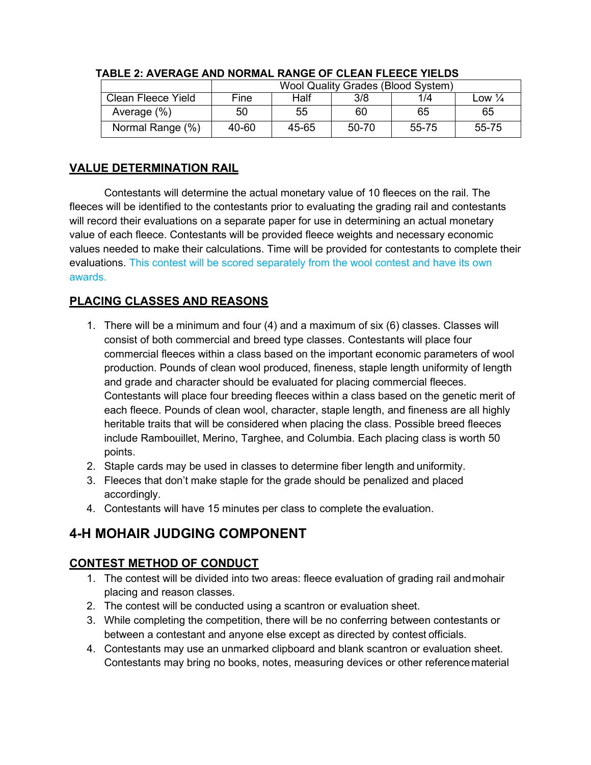**TABLE 2: AVERAGE AND NORMAL RANGE OF CLEAN FLEECE YIELDS**

| | Wool Quality Grades (Blood System) | | | | |
|---|---|---|---|---|---|
| Clean Fleece Yield | Fine | Half | 3/8 | 1/4 | Low ¼ |
| Average (%) | 50 | 55 | 60 | 65 | 65 |
| Normal Range (%) | 40-60 | 45-65 | 50-70 | 55-75 | 55-75 |

## VALUE DETERMINATION RAIL

Contestants will determine the actual monetary value of 10 fleeces on the rail. The fleeces will be identified to the contestants prior to evaluating the grading rail and contestants will record their evaluations on a separate paper for use in determining an actual monetary value of each fleece. Contestants will be provided fleece weights and necessary economic values needed to make their calculations. Time will be provided for contestants to complete their evaluations. This contest will be scored separately from the wool contest and have its own awards.

## PLACING CLASSES AND REASONS

1. There will be a minimum and four (4) and a maximum of six (6) classes. Classes will consist of both commercial and breed type classes. Contestants will place four commercial fleeces within a class based on the important economic parameters of wool production. Pounds of clean wool produced, fineness, staple length uniformity of length and grade and character should be evaluated for placing commercial fleeces. Contestants will place four breeding fleeces within a class based on the genetic merit of each fleece. Pounds of clean wool, character, staple length, and fineness are all highly heritable traits that will be considered when placing the class. Possible breed fleeces include Rambouillet, Merino, Targhee, and Columbia. Each placing class is worth 50 points.
2. Staple cards may be used in classes to determine fiber length and uniformity.
3. Fleeces that don't make staple for the grade should be penalized and placed accordingly.
4. Contestants will have 15 minutes per class to complete the evaluation.

# 4-H MOHAIR JUDGING COMPONENT

## CONTEST METHOD OF CONDUCT

1. The contest will be divided into two areas: fleece evaluation of grading rail and mohair placing and reason classes.
2. The contest will be conducted using a scantron or evaluation sheet.
3. While completing the competition, there will be no conferring between contestants or between a contestant and anyone else except as directed by contest officials.
4. Contestants may use an unmarked clipboard and blank scantron or evaluation sheet. Contestants may bring no books, notes, measuring devices or other reference material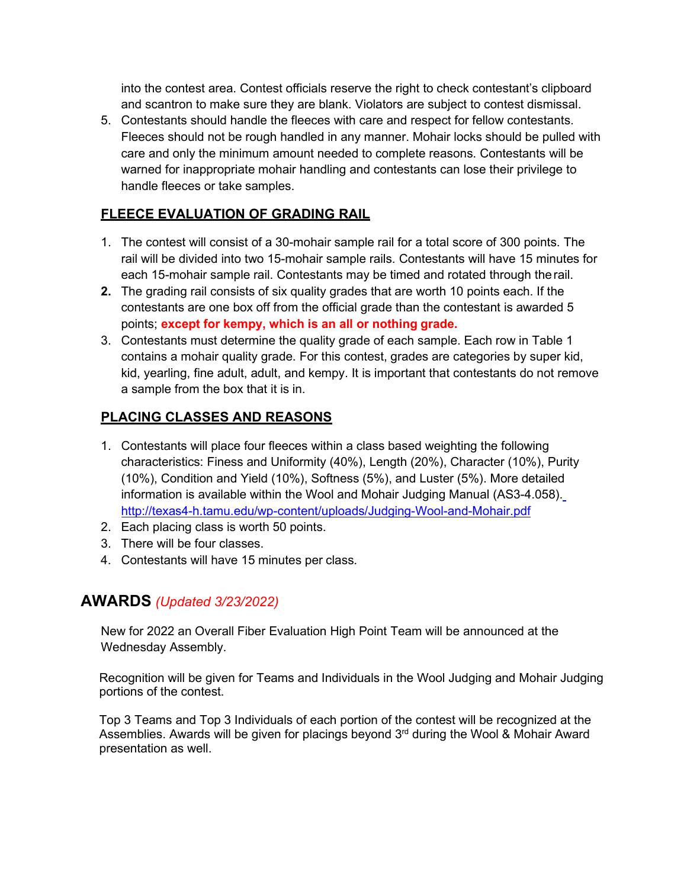into the contest area. Contest officials reserve the right to check contestant's clipboard and scantron to make sure they are blank. Violators are subject to contest dismissal.

5. Contestants should handle the fleeces with care and respect for fellow contestants. Fleeces should not be rough handled in any manner. Mohair locks should be pulled with care and only the minimum amount needed to complete reasons. Contestants will be warned for inappropriate mohair handling and contestants can lose their privilege to handle fleeces or take samples.

### FLEECE EVALUATION OF GRADING RAIL

1. The contest will consist of a 30-mohair sample rail for a total score of 300 points. The rail will be divided into two 15-mohair sample rails. Contestants will have 15 minutes for each 15-mohair sample rail. Contestants may be timed and rotated through the rail.
2. The grading rail consists of six quality grades that are worth 10 points each. If the contestants are one box off from the official grade than the contestant is awarded 5 points; **except for kempy, which is an all or nothing grade.**
3. Contestants must determine the quality grade of each sample. Each row in Table 1 contains a mohair quality grade. For this contest, grades are categories by super kid, kid, yearling, fine adult, adult, and kempy. It is important that contestants do not remove a sample from the box that it is in.

### PLACING CLASSES AND REASONS

1. Contestants will place four fleeces within a class based weighting the following characteristics: Finess and Uniformity (40%), Length (20%), Character (10%), Purity (10%), Condition and Yield (10%), Softness (5%), and Luster (5%). More detailed information is available within the Wool and Mohair Judging Manual (AS3-4.058). http://texas4-h.tamu.edu/wp-content/uploads/Judging-Wool-and-Mohair.pdf
2. Each placing class is worth 50 points.
3. There will be four classes.
4. Contestants will have 15 minutes per class.

## AWARDS *(Updated 3/23/2022)*

New for 2022 an Overall Fiber Evaluation High Point Team will be announced at the Wednesday Assembly.

Recognition will be given for Teams and Individuals in the Wool Judging and Mohair Judging portions of the contest.

Top 3 Teams and Top 3 Individuals of each portion of the contest will be recognized at the Assemblies. Awards will be given for placings beyond 3rd during the Wool & Mohair Award presentation as well.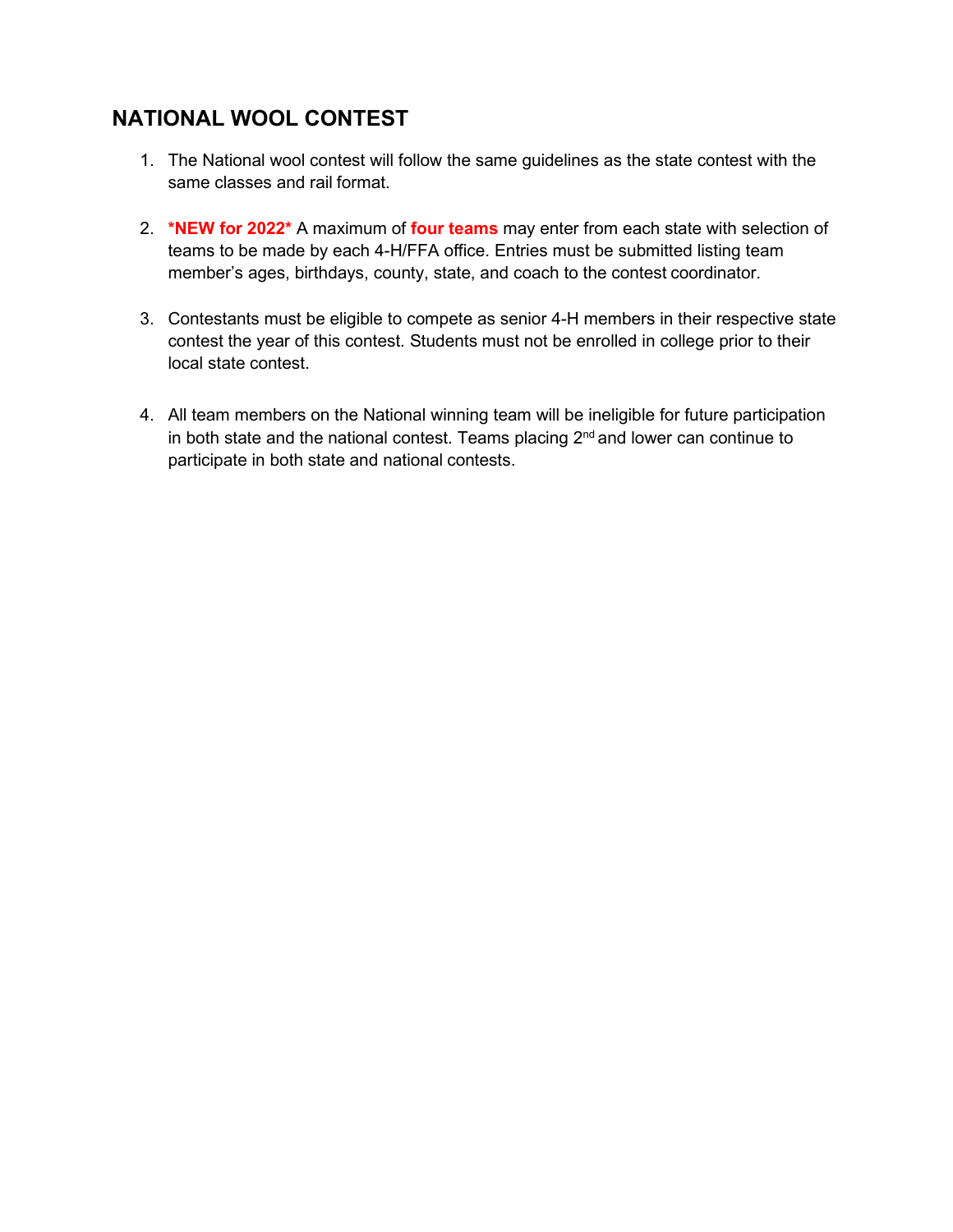## NATIONAL WOOL CONTEST

1. The National wool contest will follow the same guidelines as the state contest with the same classes and rail format.

2. ***NEW for 2022*** A maximum of **four teams** may enter from each state with selection of teams to be made by each 4-H/FFA office. Entries must be submitted listing team member's ages, birthdays, county, state, and coach to the contest coordinator.

3. Contestants must be eligible to compete as senior 4-H members in their respective state contest the year of this contest. Students must not be enrolled in college prior to their local state contest.

4. All team members on the National winning team will be ineligible for future participation in both state and the national contest. Teams placing 2nd and lower can continue to participate in both state and national contests.